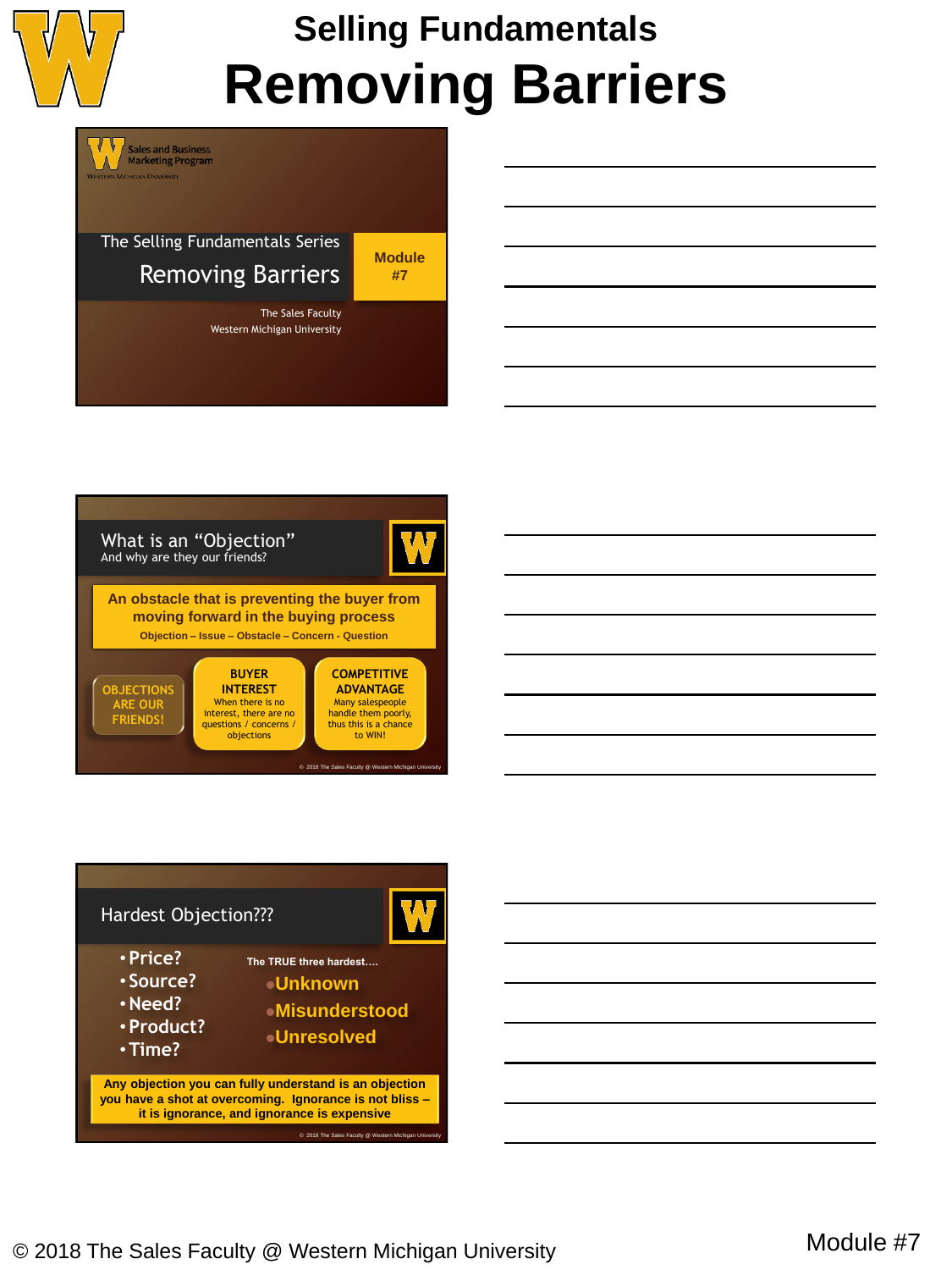# Selling Fundamentals

# Removing Barriers

Sales and Business Marketing Program
Western Michigan University

The Selling Fundamentals Series

## Removing Barriers

**Module #7**

The Sales Faculty
Western Michigan University

---

## What is an "Objection"

And why are they our friends?

**An obstacle that is preventing the buyer from moving forward in the buying process**

**Objection – Issue – Obstacle – Concern - Question**

**OBJECTIONS ARE OUR FRIENDS!**

**BUYER INTEREST**
When there is no interest, there are no questions / concerns / objections

**COMPETITIVE ADVANTAGE**
Many salespeople handle them poorly, thus this is a chance to WIN!

© 2018 The Sales Faculty @ Western Michigan University

---

## Hardest Objection???

- Price?
- Source?
- Need?
- Product?
- Time?

The TRUE three hardest….

- Unknown
- Misunderstood
- Unresolved

**Any objection you can fully understand is an objection you have a shot at overcoming. Ignorance is not bliss – it is ignorance, and ignorance is expensive**

© 2018 The Sales Faculty @ Western Michigan University

© 2018 The Sales Faculty @ Western Michigan University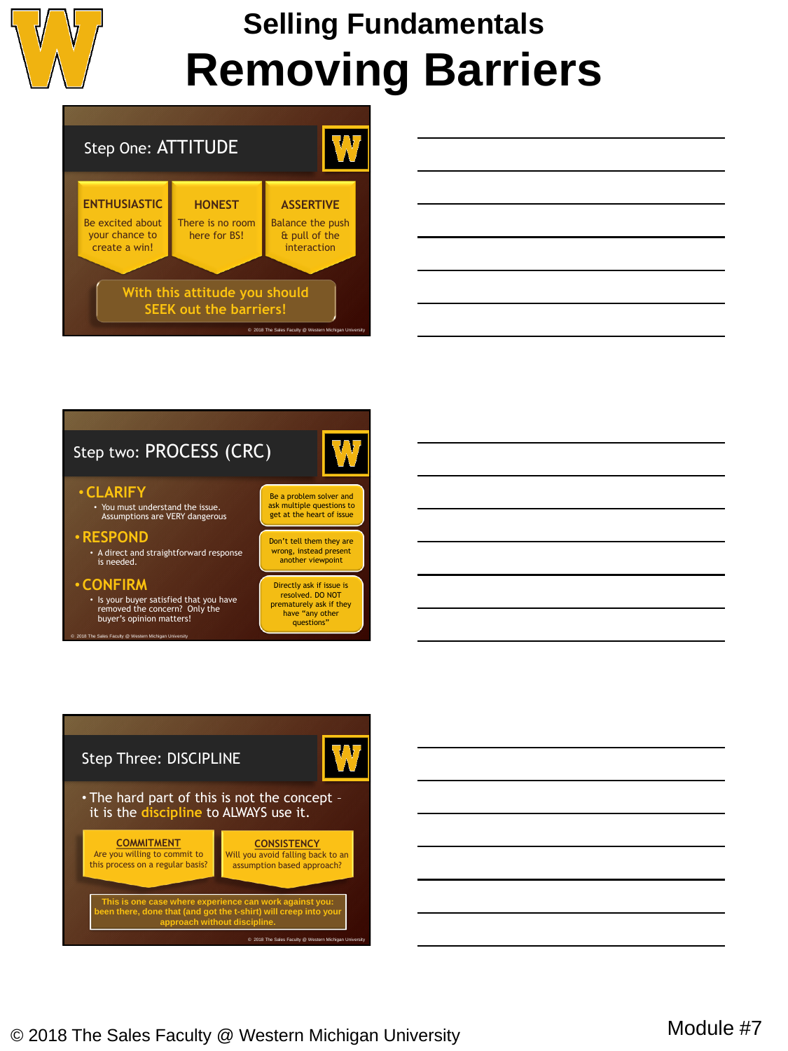# Selling Fundamentals

# Removing Barriers

## Step One: ATTITUDE

**ENTHUSIASTIC**
Be excited about your chance to create a win!

**HONEST**
There is no room here for BS!

**ASSERTIVE**
Balance the push & pull of the interaction

With this attitude you should SEEK out the barriers!

© 2018 The Sales Faculty @ Western Michigan University

## Step two: PROCESS (CRC)

- **CLARIFY**
  - You must understand the issue. Assumptions are VERY dangerous

  Be a problem solver and ask multiple questions to get at the heart of issue

- **RESPOND**
  - A direct and straightforward response is needed.

  Don't tell them they are wrong, instead present another viewpoint

- **CONFIRM**
  - Is your buyer satisfied that you have removed the concern? Only the buyer's opinion matters!

  Directly ask if issue is resolved. DO NOT prematurely ask if they have "any other questions"

© 2018 The Sales Faculty @ Western Michigan University

## Step Three: DISCIPLINE

- The hard part of this is not the concept – it is the discipline to ALWAYS use it.

**COMMITMENT**
Are you willing to commit to this process on a regular basis?

**CONSISTENCY**
Will you avoid falling back to an assumption based approach?

**This is one case where experience can work against you: been there, done that (and got the t-shirt) will creep into your approach without discipline.**

© 2018 The Sales Faculty @ Western Michigan University

© 2018 The Sales Faculty @ Western Michigan University

Module #7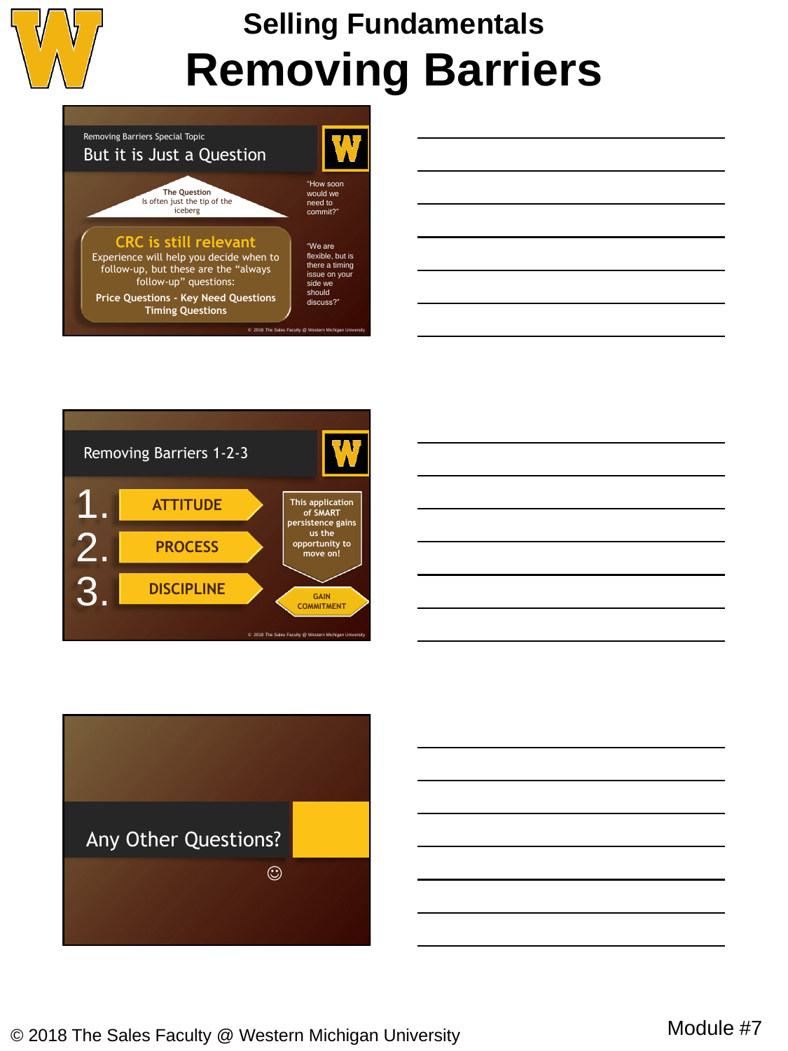# Selling Fundamentals

# Removing Barriers

Removing Barriers Special Topic

## But it is Just a Question

**The Question**
Is often just the tip of the iceberg

"How soon would we need to commit?"

"We are flexible, but is there a timing issue on your side we should discuss?"

**CRC is still relevant**

Experience will help you decide when to follow-up, but these are the "always follow-up" questions:

**Price Questions - Key Need Questions**
**Timing Questions**

© 2018 The Sales Faculty @ Western Michigan University

## Removing Barriers 1-2-3

1. ATTITUDE
2. PROCESS
3. DISCIPLINE

This application of SMART persistence gains us the opportunity to move on!

GAIN COMMITMENT

© 2018 The Sales Faculty @ Western Michigan University

## Any Other Questions?

☺

© 2018 The Sales Faculty @ Western Michigan University

Module #7